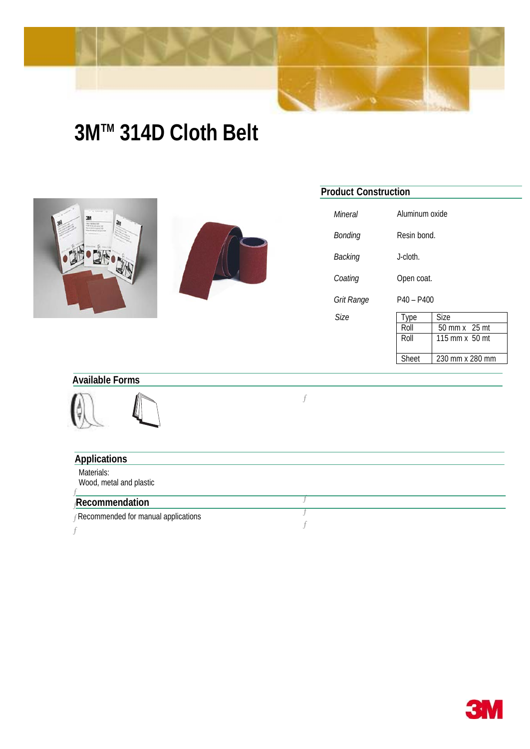# 3M™ 314D Cloth Belt

## Product Construction

| | |
|---|---|
| *Mineral* | Aluminum oxide |
| *Bonding* | Resin bond. |
| *Backing* | J-cloth. |
| *Coating* | Open coat. |
| *Grit Range* | P40 – P400 |

*Size*

| Type | Size |
|---|---|
| Roll | 50 mm x 25 mt |
| Roll | 115 mm x 50 mt |
| Sheet | 230 mm x 280 mm |

## Available Forms

## Applications

Materials:
Wood, metal and plastic

## Recommendation

Recommended for manual applications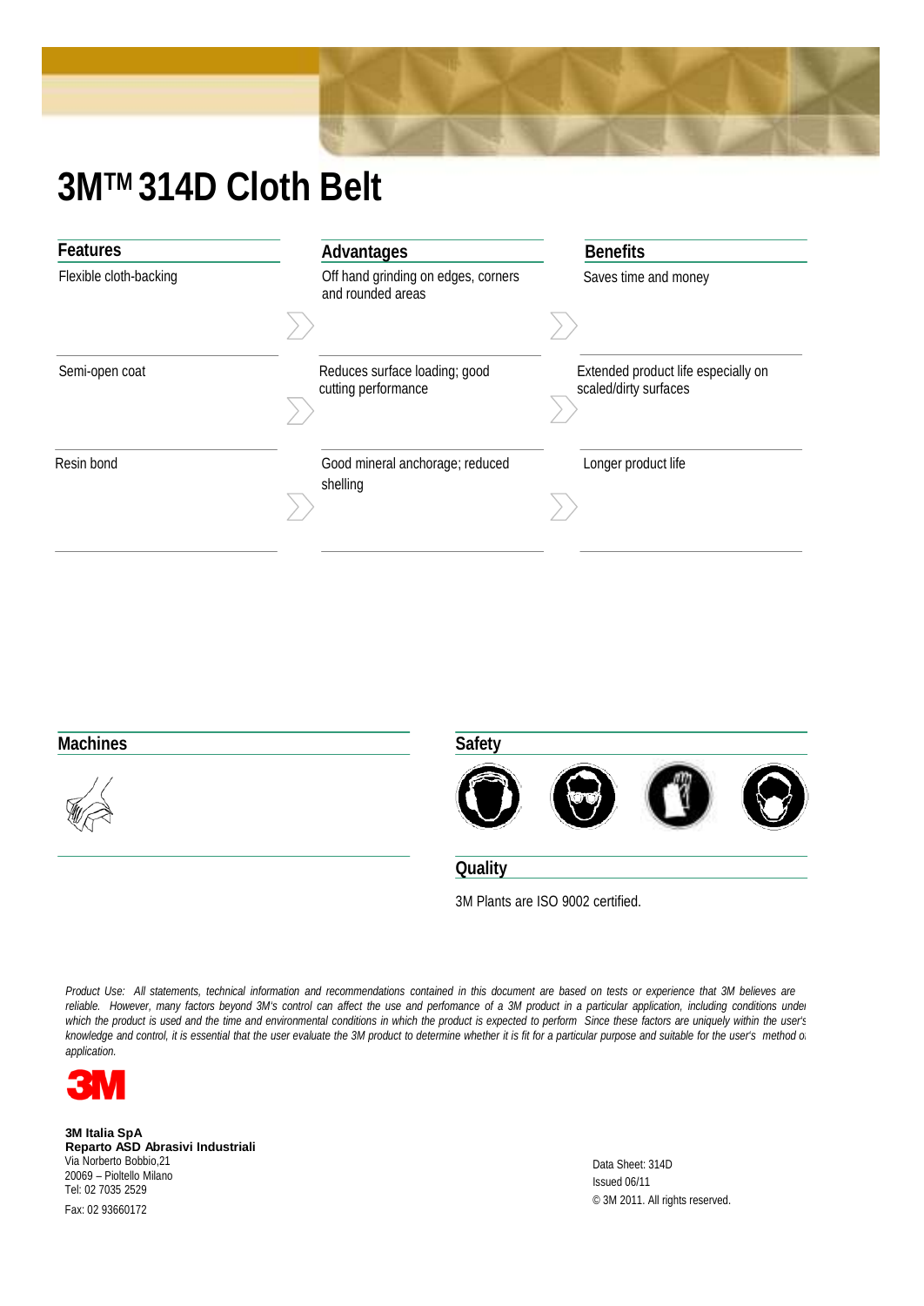# 3M™ 314D Cloth Belt

| Features | Advantages | Benefits |
| --- | --- | --- |
| Flexible cloth-backing | Off hand grinding on edges, corners and rounded areas | Saves time and money |
| Semi-open coat | Reduces surface loading; good cutting performance | Extended product life especially on scaled/dirty surfaces |
| Resin bond | Good mineral anchorage; reduced shelling | Longer product life |

## Machines

## Safety

## Quality

3M Plants are ISO 9002 certified.

*Product Use: All statements, technical information and recommendations contained in this document are based on tests or experience that 3M believes are reliable. However, many factors beyond 3M's control can affect the use and perfomance of a 3M product in a particular application, including conditions under which the product is used and the time and environmental conditions in which the product is expected to perform Since these factors are uniquely within the user's knowledge and control, it is essential that the user evaluate the 3M product to determine whether it is fit for a particular purpose and suitable for the user's method or application.*

**3M Italia SpA**
**Reparto ASD Abrasivi Industriali**
Via Norberto Bobbio,21
20069 – Pioltello Milano
Tel: 02 7035 2529
Fax: 02 93660172

Data Sheet: 314D
Issued 06/11
© 3M 2011. All rights reserved.